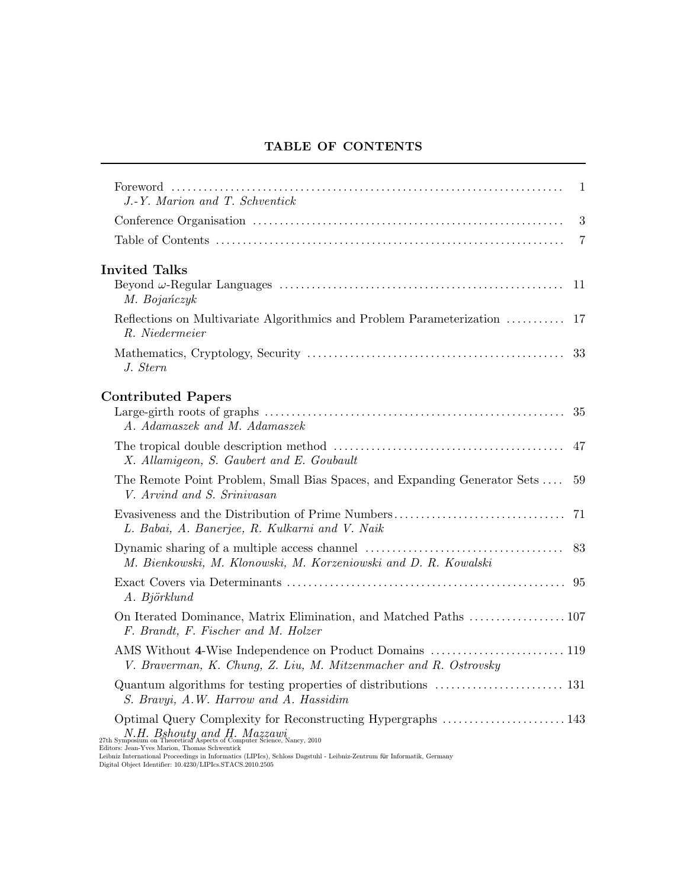# TABLE OF CONTENTS

Foreword ........ 1
*J.-Y. Marion and T. Schwentick*

Conference Organisation ........ 3

Table of Contents ........ 7

## Invited Talks

Beyond $\omega$-Regular Languages ........ 11
*M. Bojańczyk*

Reflections on Multivariate Algorithmics and Problem Parameterization ........ 17
*R. Niedermeier*

Mathematics, Cryptology, Security ........ 33
*J. Stern*

## Contributed Papers

Large-girth roots of graphs ........ 35
*A. Adamaszek and M. Adamaszek*

The tropical double description method ........ 47
*X. Allamigeon, S. Gaubert and E. Goubault*

The Remote Point Problem, Small Bias Spaces, and Expanding Generator Sets ........ 59
*V. Arvind and S. Srinivasan*

Evasiveness and the Distribution of Prime Numbers ........ 71
*L. Babai, A. Banerjee, R. Kulkarni and V. Naik*

Dynamic sharing of a multiple access channel ........ 83
*M. Bienkowski, M. Klonowski, M. Korzeniowski and D. R. Kowalski*

Exact Covers via Determinants ........ 95
*A. Björklund*

On Iterated Dominance, Matrix Elimination, and Matched Paths ........ 107
*F. Brandt, F. Fischer and M. Holzer*

AMS Without **4**-Wise Independence on Product Domains ........ 119
*V. Braverman, K. Chung, Z. Liu, M. Mitzenmacher and R. Ostrovsky*

Quantum algorithms for testing properties of distributions ........ 131
*S. Bravyi, A.W. Harrow and A. Hassidim*

Optimal Query Complexity for Reconstructing Hypergraphs ........ 143
*N.H. Bshouty and H. Mazzawi*

27th Symposium on Theoretical Aspects of Computer Science, Nancy, 2010
Editors: Jean-Yves Marion, Thomas Schwentick
Leibniz International Proceedings in Informatics (LIPIcs), Schloss Dagstuhl - Leibniz-Zentrum für Informatik, Germany
Digital Object Identifier: 10.4230/LIPIcs.STACS.2010.2505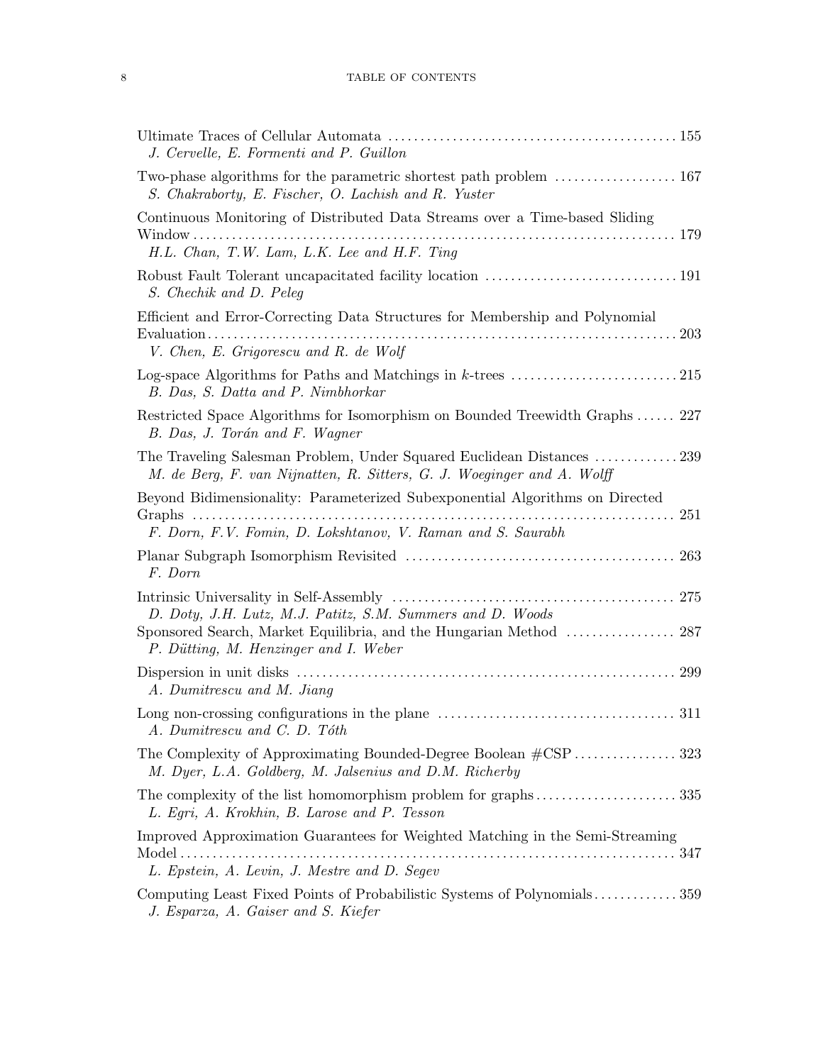Ultimate Traces of Cellular Automata ............................................. 155
*J. Cervelle, E. Formenti and P. Guillon*

Two-phase algorithms for the parametric shortest path problem ................... 167
*S. Chakraborty, E. Fischer, O. Lachish and R. Yuster*

Continuous Monitoring of Distributed Data Streams over a Time-based Sliding Window ........................................................................ 179
*H.L. Chan, T.W. Lam, L.K. Lee and H.F. Ting*

Robust Fault Tolerant uncapacitated facility location .............................. 191
*S. Chechik and D. Peleg*

Efficient and Error-Correcting Data Structures for Membership and Polynomial Evaluation ........................................................................ 203
*V. Chen, E. Grigorescu and R. de Wolf*

Log-space Algorithms for Paths and Matchings in $k$-trees .......................... 215
*B. Das, S. Datta and P. Nimbhorkar*

Restricted Space Algorithms for Isomorphism on Bounded Treewidth Graphs ...... 227
*B. Das, J. Torán and F. Wagner*

The Traveling Salesman Problem, Under Squared Euclidean Distances ............. 239
*M. de Berg, F. van Nijnatten, R. Sitters, G. J. Woeginger and A. Wolff*

Beyond Bidimensionality: Parameterized Subexponential Algorithms on Directed Graphs ........................................................................ 251
*F. Dorn, F.V. Fomin, D. Lokshtanov, V. Raman and S. Saurabh*

Planar Subgraph Isomorphism Revisited .......................................... 263
*F. Dorn*

Intrinsic Universality in Self-Assembly ............................................ 275
*D. Doty, J.H. Lutz, M.J. Patitz, S.M. Summers and D. Woods*

Sponsored Search, Market Equilibria, and the Hungarian Method ................. 287
*P. Dütting, M. Henzinger and I. Weber*

Dispersion in unit disks .......................................................... 299
*A. Dumitrescu and M. Jiang*

Long non-crossing configurations in the plane ..................................... 311
*A. Dumitrescu and C. D. Tóth*

The Complexity of Approximating Bounded-Degree Boolean #CSP ................ 323
*M. Dyer, L.A. Goldberg, M. Jalsenius and D.M. Richerby*

The complexity of the list homomorphism problem for graphs ...................... 335
*L. Egri, A. Krokhin, B. Larose and P. Tesson*

Improved Approximation Guarantees for Weighted Matching in the Semi-Streaming Model ........................................................................ 347
*L. Epstein, A. Levin, J. Mestre and D. Segev*

Computing Least Fixed Points of Probabilistic Systems of Polynomials ............. 359
*J. Esparza, A. Gaiser and S. Kiefer*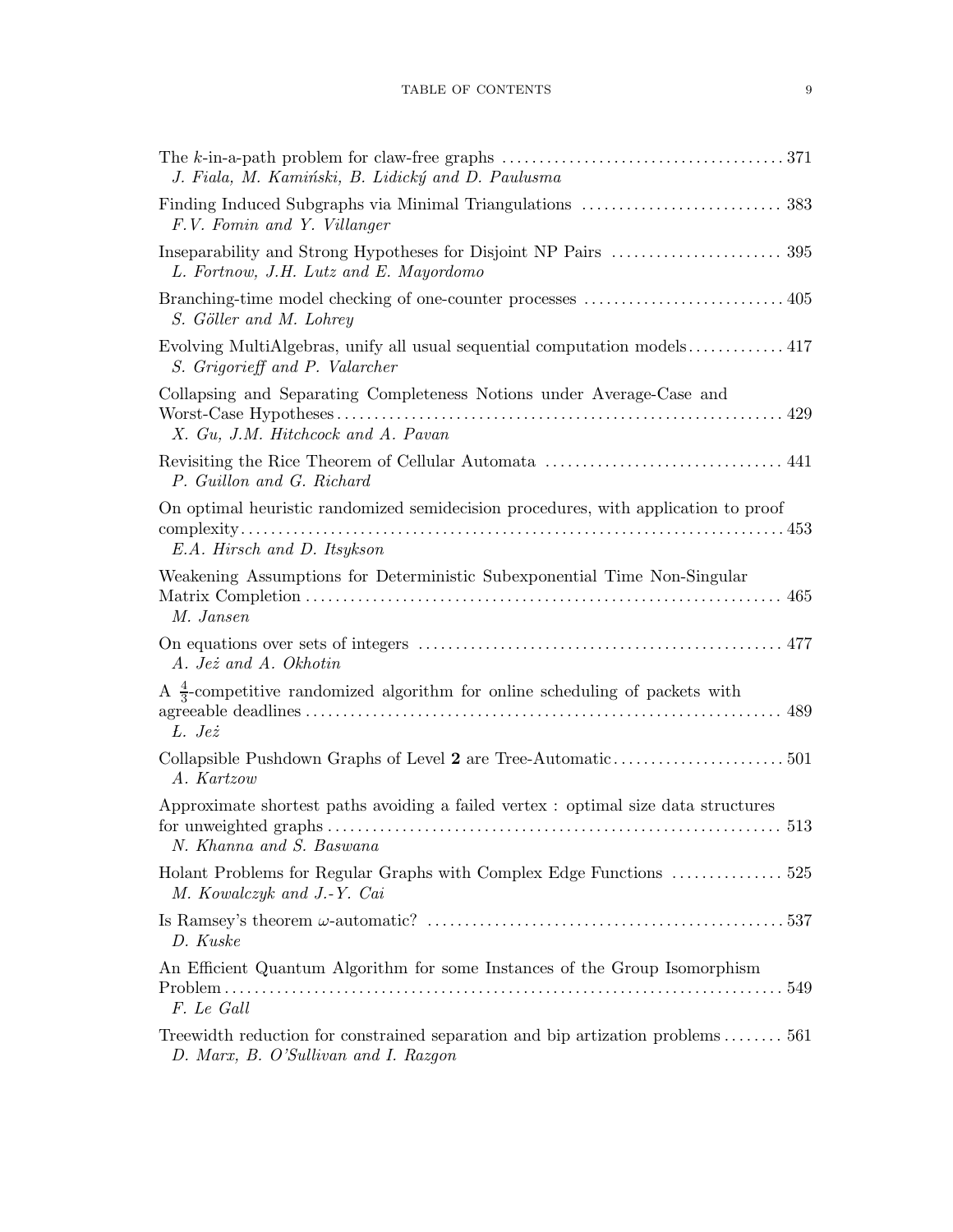The $k$-in-a-path problem for claw-free graphs ..... 371
*J. Fiala, M. Kamiński, B. Lidický and D. Paulusma*

Finding Induced Subgraphs via Minimal Triangulations ..... 383
*F.V. Fomin and Y. Villanger*

Inseparability and Strong Hypotheses for Disjoint NP Pairs ..... 395
*L. Fortnow, J.H. Lutz and E. Mayordomo*

Branching-time model checking of one-counter processes ..... 405
*S. Göller and M. Lohrey*

Evolving MultiAlgebras, unify all usual sequential computation models ..... 417
*S. Grigorieff and P. Valarcher*

Collapsing and Separating Completeness Notions under Average-Case and Worst-Case Hypotheses ..... 429
*X. Gu, J.M. Hitchcock and A. Pavan*

Revisiting the Rice Theorem of Cellular Automata ..... 441
*P. Guillon and G. Richard*

On optimal heuristic randomized semidecision procedures, with application to proof complexity ..... 453
*E.A. Hirsch and D. Itsykson*

Weakening Assumptions for Deterministic Subexponential Time Non-Singular Matrix Completion ..... 465
*M. Jansen*

On equations over sets of integers ..... 477
*A. Jeż and A. Okhotin*

A $\frac{4}{3}$-competitive randomized algorithm for online scheduling of packets with agreeable deadlines ..... 489
*L. Jeż*

Collapsible Pushdown Graphs of Level **2** are Tree-Automatic ..... 501
*A. Kartzow*

Approximate shortest paths avoiding a failed vertex : optimal size data structures for unweighted graphs ..... 513
*N. Khanna and S. Baswana*

Holant Problems for Regular Graphs with Complex Edge Functions ..... 525
*M. Kowalczyk and J.-Y. Cai*

Is Ramsey's theorem $\omega$-automatic? ..... 537
*D. Kuske*

An Efficient Quantum Algorithm for some Instances of the Group Isomorphism Problem ..... 549
*F. Le Gall*

Treewidth reduction for constrained separation and bip artization problems ..... 561
*D. Marx, B. O'Sullivan and I. Razgon*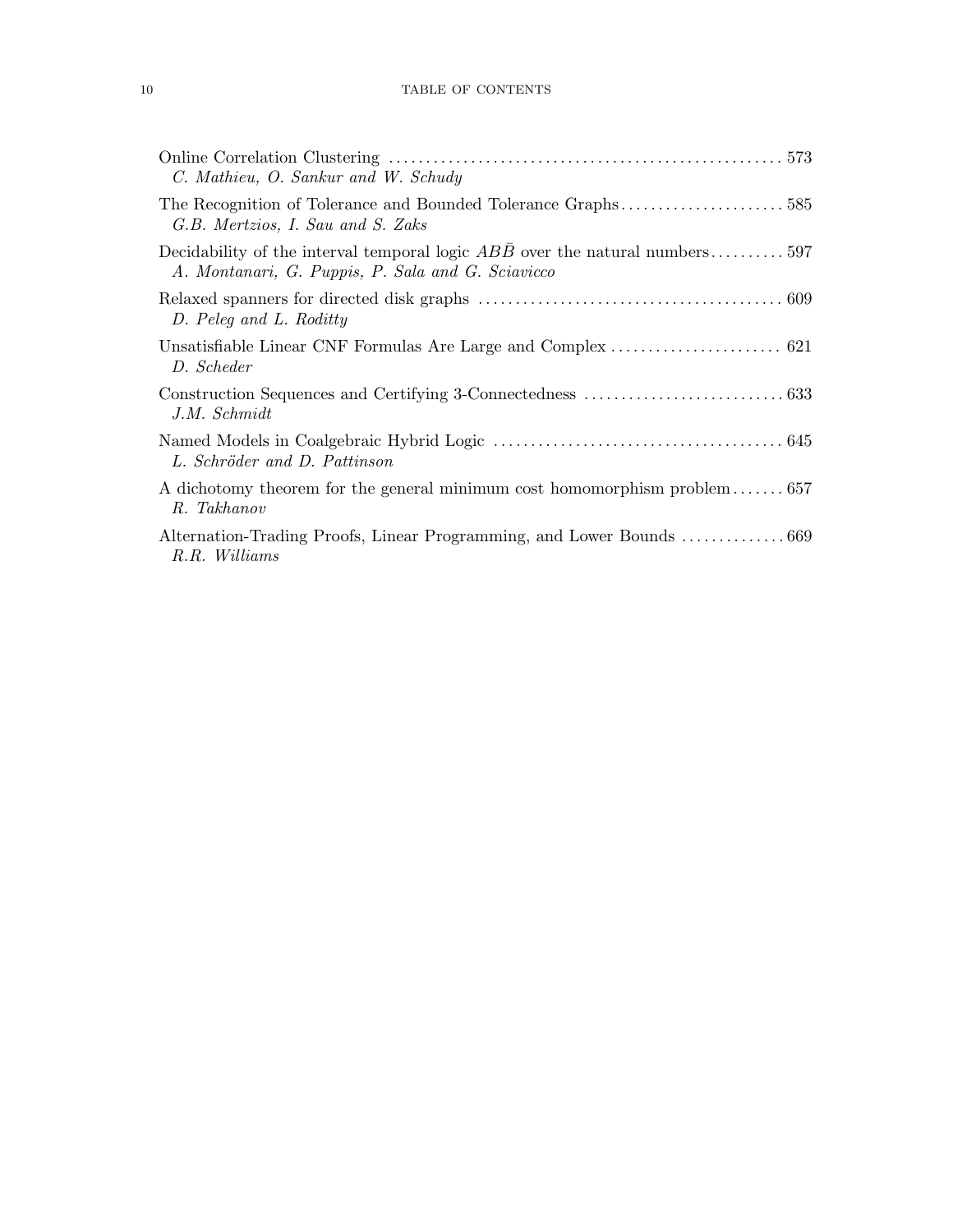Online Correlation Clustering ..................................................... 573
*C. Mathieu, O. Sankur and W. Schudy*

The Recognition of Tolerance and Bounded Tolerance Graphs ...................... 585
*G.B. Mertzios, I. Sau and S. Zaks*

Decidability of the interval temporal logic $AB\bar{B}$ over the natural numbers .......... 597
*A. Montanari, G. Puppis, P. Sala and G. Sciavicco*

Relaxed spanners for directed disk graphs ......................................... 609
*D. Peleg and L. Roditty*

Unsatisfiable Linear CNF Formulas Are Large and Complex ....................... 621
*D. Scheder*

Construction Sequences and Certifying 3-Connectedness ........................... 633
*J.M. Schmidt*

Named Models in Coalgebraic Hybrid Logic ....................................... 645
*L. Schröder and D. Pattinson*

A dichotomy theorem for the general minimum cost homomorphism problem ....... 657
*R. Takhanov*

Alternation-Trading Proofs, Linear Programming, and Lower Bounds .............. 669
*R.R. Williams*